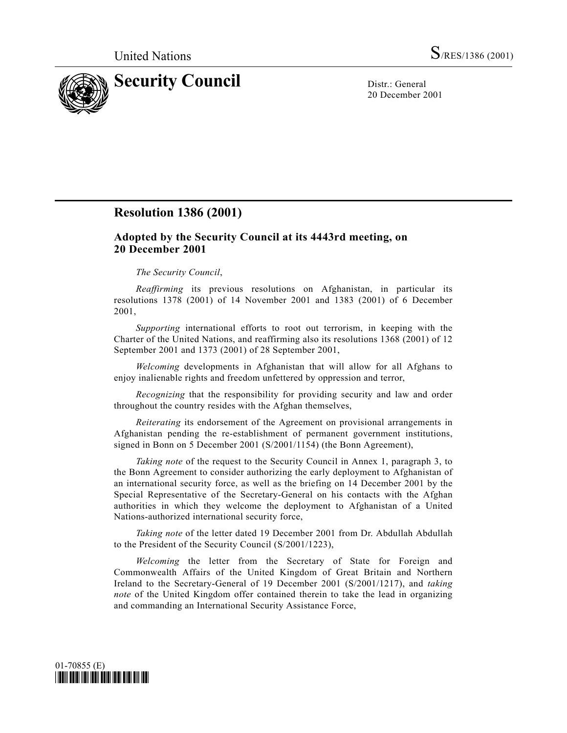United Nations S/RES/1386 (2001)

# Security Council

Distr.: General
20 December 2001

## Resolution 1386 (2001)

### Adopted by the Security Council at its 4443rd meeting, on 20 December 2001

*The Security Council*,

*Reaffirming* its previous resolutions on Afghanistan, in particular its resolutions 1378 (2001) of 14 November 2001 and 1383 (2001) of 6 December 2001,

*Supporting* international efforts to root out terrorism, in keeping with the Charter of the United Nations, and reaffirming also its resolutions 1368 (2001) of 12 September 2001 and 1373 (2001) of 28 September 2001,

*Welcoming* developments in Afghanistan that will allow for all Afghans to enjoy inalienable rights and freedom unfettered by oppression and terror,

*Recognizing* that the responsibility for providing security and law and order throughout the country resides with the Afghan themselves,

*Reiterating* its endorsement of the Agreement on provisional arrangements in Afghanistan pending the re-establishment of permanent government institutions, signed in Bonn on 5 December 2001 (S/2001/1154) (the Bonn Agreement),

*Taking note* of the request to the Security Council in Annex 1, paragraph 3, to the Bonn Agreement to consider authorizing the early deployment to Afghanistan of an international security force, as well as the briefing on 14 December 2001 by the Special Representative of the Secretary-General on his contacts with the Afghan authorities in which they welcome the deployment to Afghanistan of a United Nations-authorized international security force,

*Taking note* of the letter dated 19 December 2001 from Dr. Abdullah Abdullah to the President of the Security Council (S/2001/1223),

*Welcoming* the letter from the Secretary of State for Foreign and Commonwealth Affairs of the United Kingdom of Great Britain and Northern Ireland to the Secretary-General of 19 December 2001 (S/2001/1217), and *taking note* of the United Kingdom offer contained therein to take the lead in organizing and commanding an International Security Assistance Force,

01-70855 (E)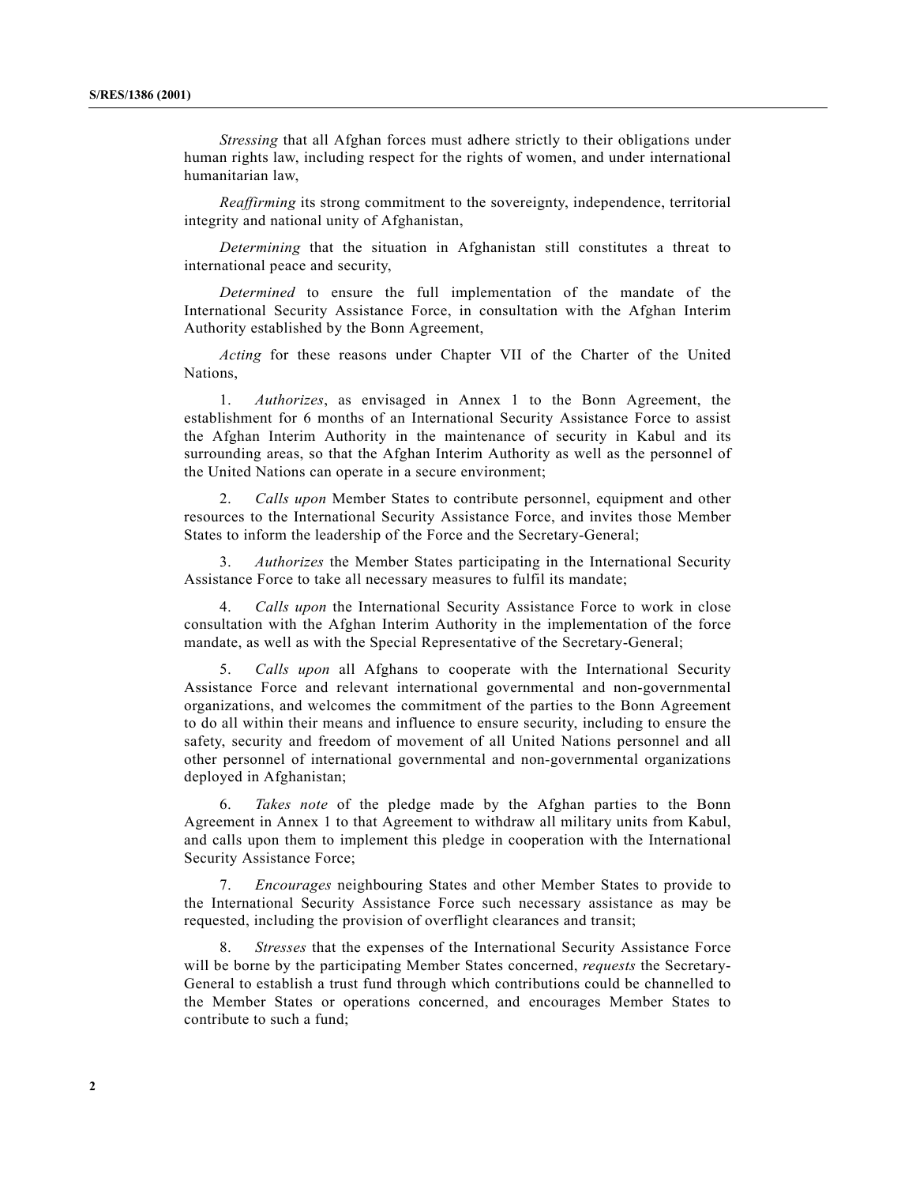*Stressing* that all Afghan forces must adhere strictly to their obligations under human rights law, including respect for the rights of women, and under international humanitarian law,

*Reaffirming* its strong commitment to the sovereignty, independence, territorial integrity and national unity of Afghanistan,

*Determining* that the situation in Afghanistan still constitutes a threat to international peace and security,

*Determined* to ensure the full implementation of the mandate of the International Security Assistance Force, in consultation with the Afghan Interim Authority established by the Bonn Agreement,

*Acting* for these reasons under Chapter VII of the Charter of the United Nations,

1. *Authorizes*, as envisaged in Annex 1 to the Bonn Agreement, the establishment for 6 months of an International Security Assistance Force to assist the Afghan Interim Authority in the maintenance of security in Kabul and its surrounding areas, so that the Afghan Interim Authority as well as the personnel of the United Nations can operate in a secure environment;

2. *Calls upon* Member States to contribute personnel, equipment and other resources to the International Security Assistance Force, and invites those Member States to inform the leadership of the Force and the Secretary-General;

3. *Authorizes* the Member States participating in the International Security Assistance Force to take all necessary measures to fulfil its mandate;

4. *Calls upon* the International Security Assistance Force to work in close consultation with the Afghan Interim Authority in the implementation of the force mandate, as well as with the Special Representative of the Secretary-General;

5. *Calls upon* all Afghans to cooperate with the International Security Assistance Force and relevant international governmental and non-governmental organizations, and welcomes the commitment of the parties to the Bonn Agreement to do all within their means and influence to ensure security, including to ensure the safety, security and freedom of movement of all United Nations personnel and all other personnel of international governmental and non-governmental organizations deployed in Afghanistan;

6. *Takes note* of the pledge made by the Afghan parties to the Bonn Agreement in Annex 1 to that Agreement to withdraw all military units from Kabul, and calls upon them to implement this pledge in cooperation with the International Security Assistance Force;

7. *Encourages* neighbouring States and other Member States to provide to the International Security Assistance Force such necessary assistance as may be requested, including the provision of overflight clearances and transit;

8. *Stresses* that the expenses of the International Security Assistance Force will be borne by the participating Member States concerned, *requests* the Secretary-General to establish a trust fund through which contributions could be channelled to the Member States or operations concerned, and encourages Member States to contribute to such a fund;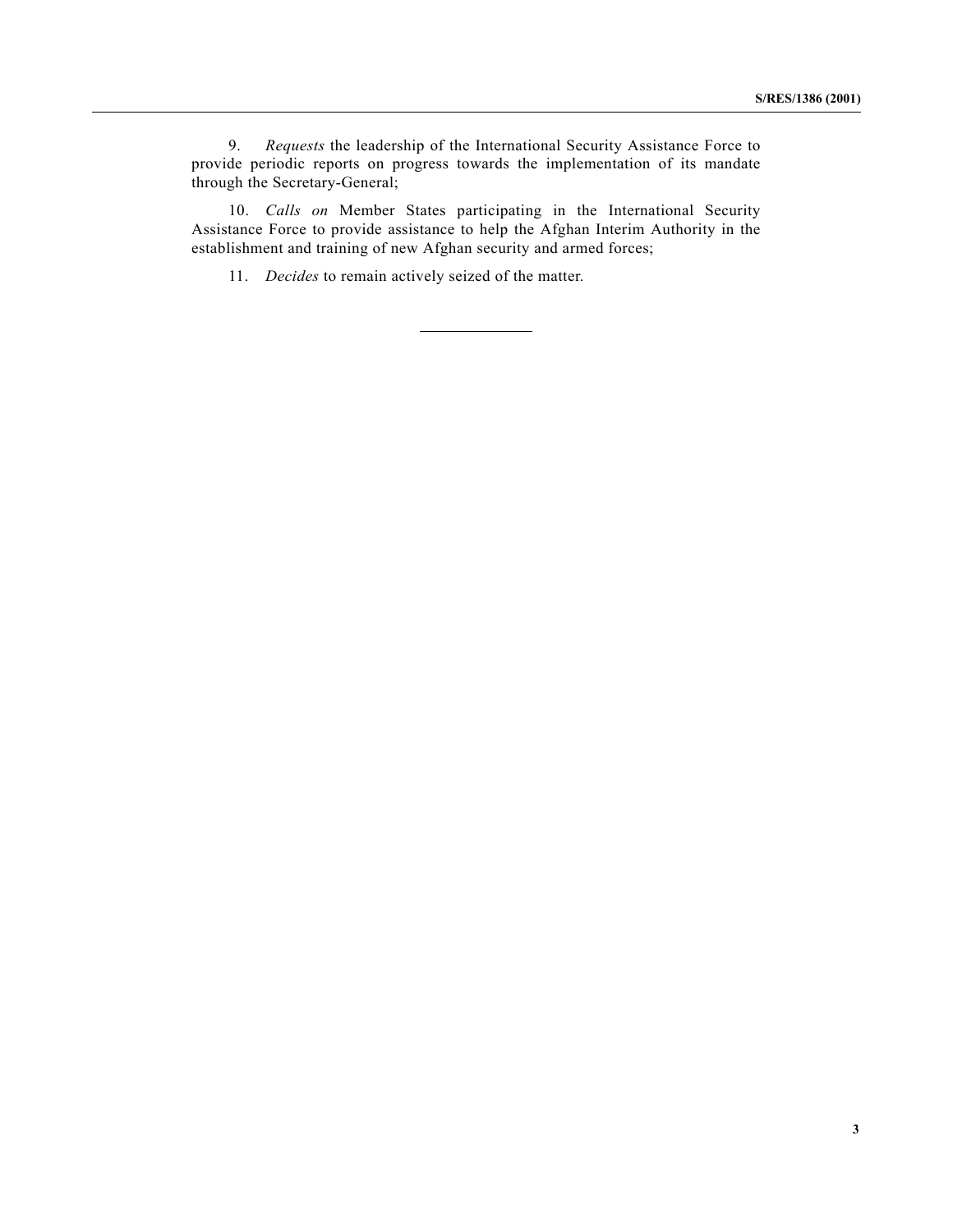9. *Requests* the leadership of the International Security Assistance Force to provide periodic reports on progress towards the implementation of its mandate through the Secretary-General;

10. *Calls on* Member States participating in the International Security Assistance Force to provide assistance to help the Afghan Interim Authority in the establishment and training of new Afghan security and armed forces;

11. *Decides* to remain actively seized of the matter.